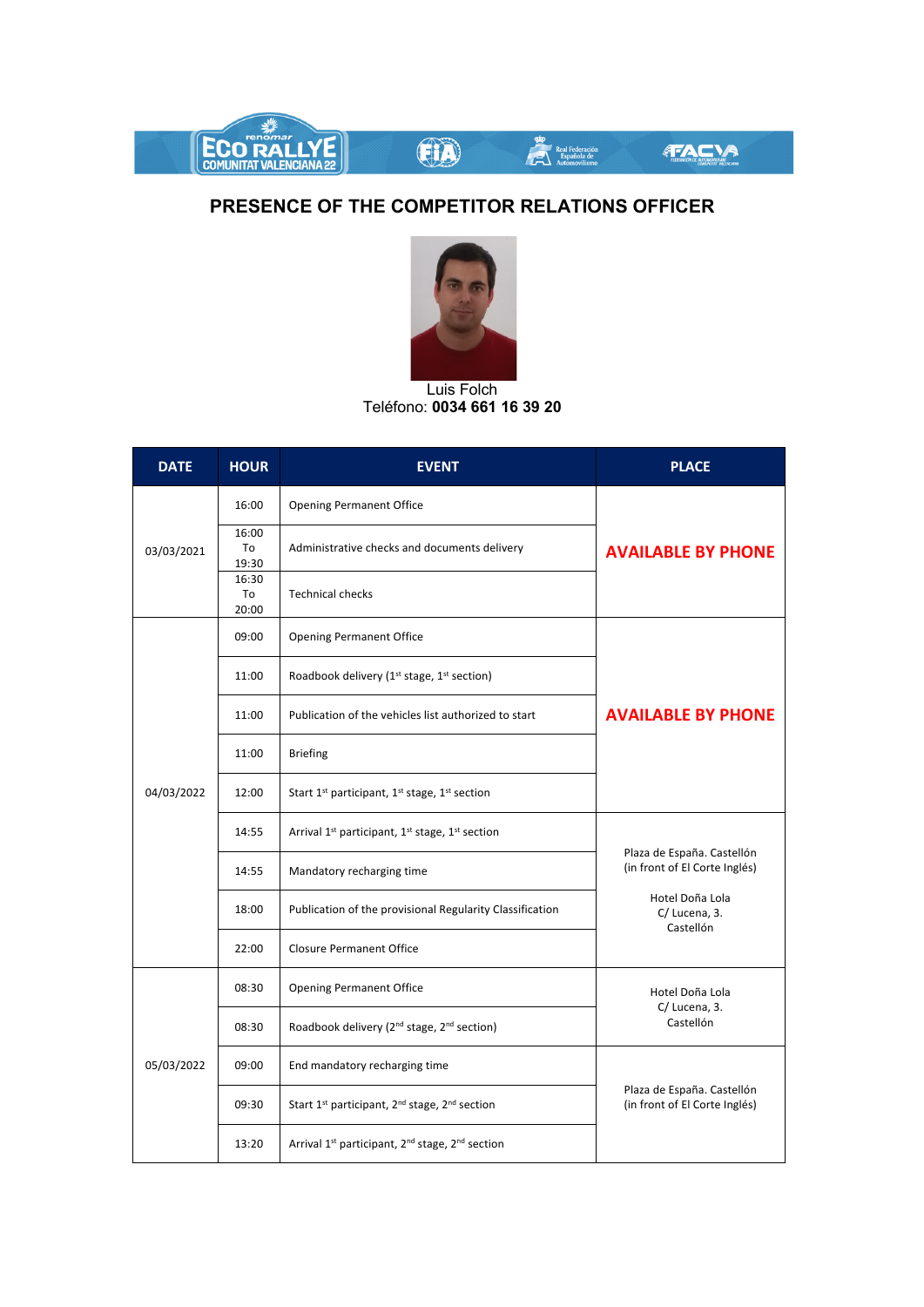# PRESENCE OF THE COMPETITOR RELATIONS OFFICER

Luis Folch
Teléfono: **0034 661 16 39 20**

| DATE | HOUR | EVENT | PLACE |
|---|---|---|---|
| 03/03/2021 | 16:00 | Opening Permanent Office | **AVAILABLE BY PHONE** |
| | 16:00 To 19:30 | Administrative checks and documents delivery | |
| | 16:30 To 20:00 | Technical checks | |
| 04/03/2022 | 09:00 | Opening Permanent Office | **AVAILABLE BY PHONE** |
| | 11:00 | Roadbook delivery (1st stage, 1st section) | |
| | 11:00 | Publication of the vehicles list authorized to start | |
| | 11:00 | Briefing | |
| | 12:00 | Start 1st participant, 1st stage, 1st section | |
| | 14:55 | Arrival 1st participant, 1st stage, 1st section | Plaza de España. Castellón (in front of El Corte Inglés) Hotel Doña Lola C/ Lucena, 3. Castellón |
| | 14:55 | Mandatory recharging time | |
| | 18:00 | Publication of the provisional Regularity Classification | |
| | 22:00 | Closure Permanent Office | |
| 05/03/2022 | 08:30 | Opening Permanent Office | Hotel Doña Lola C/ Lucena, 3. Castellón |
| | 08:30 | Roadbook delivery (2nd stage, 2nd section) | |
| | 09:00 | End mandatory recharging time | Plaza de España. Castellón (in front of El Corte Inglés) |
| | 09:30 | Start 1st participant, 2nd stage, 2nd section | |
| | 13:20 | Arrival 1st participant, 2nd stage, 2nd section | |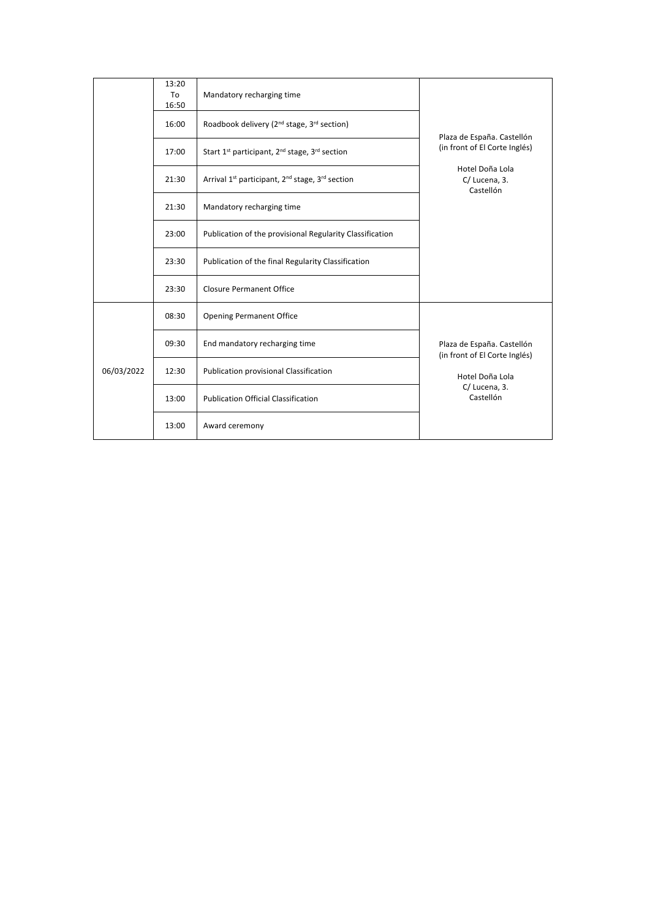| | | | |
|---|---|---|---|
| | 13:20 To 16:50 | Mandatory recharging time | Plaza de España. Castellón (in front of El Corte Inglés) Hotel Doña Lola C/ Lucena, 3. Castellón |
| | 16:00 | Roadbook delivery (2nd stage, 3rd section) | |
| | 17:00 | Start 1st participant, 2nd stage, 3rd section | |
| | 21:30 | Arrival 1st participant, 2nd stage, 3rd section | |
| | 21:30 | Mandatory recharging time | |
| | 23:00 | Publication of the provisional Regularity Classification | |
| | 23:30 | Publication of the final Regularity Classification | |
| | 23:30 | Closure Permanent Office | |
| 06/03/2022 | 08:30 | Opening Permanent Office | Plaza de España. Castellón (in front of El Corte Inglés) Hotel Doña Lola C/ Lucena, 3. Castellón |
| | 09:30 | End mandatory recharging time | |
| | 12:30 | Publication provisional Classification | |
| | 13:00 | Publication Official Classification | |
| | 13:00 | Award ceremony | |